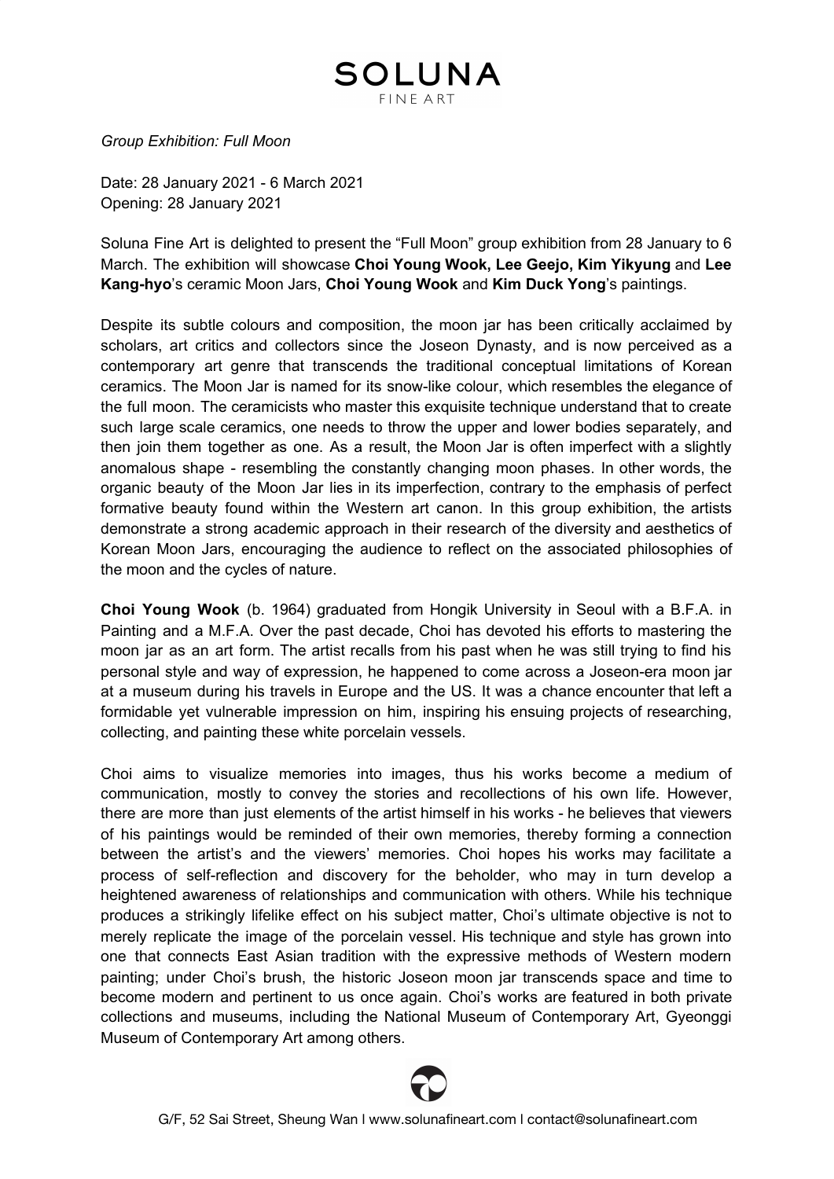# SOLUNA

FINE ART

*Group Exhibition: Full Moon*

Date: 28 January 2021 - 6 March 2021
Opening: 28 January 2021

Soluna Fine Art is delighted to present the "Full Moon" group exhibition from 28 January to 6 March. The exhibition will showcase **Choi Young Wook, Lee Geejo, Kim Yikyung** and **Lee Kang-hyo**'s ceramic Moon Jars, **Choi Young Wook** and **Kim Duck Yong**'s paintings.

Despite its subtle colours and composition, the moon jar has been critically acclaimed by scholars, art critics and collectors since the Joseon Dynasty, and is now perceived as a contemporary art genre that transcends the traditional conceptual limitations of Korean ceramics. The Moon Jar is named for its snow-like colour, which resembles the elegance of the full moon. The ceramicists who master this exquisite technique understand that to create such large scale ceramics, one needs to throw the upper and lower bodies separately, and then join them together as one. As a result, the Moon Jar is often imperfect with a slightly anomalous shape - resembling the constantly changing moon phases. In other words, the organic beauty of the Moon Jar lies in its imperfection, contrary to the emphasis of perfect formative beauty found within the Western art canon. In this group exhibition, the artists demonstrate a strong academic approach in their research of the diversity and aesthetics of Korean Moon Jars, encouraging the audience to reflect on the associated philosophies of the moon and the cycles of nature.

**Choi Young Wook** (b. 1964) graduated from Hongik University in Seoul with a B.F.A. in Painting and a M.F.A. Over the past decade, Choi has devoted his efforts to mastering the moon jar as an art form. The artist recalls from his past when he was still trying to find his personal style and way of expression, he happened to come across a Joseon-era moon jar at a museum during his travels in Europe and the US. It was a chance encounter that left a formidable yet vulnerable impression on him, inspiring his ensuing projects of researching, collecting, and painting these white porcelain vessels.

Choi aims to visualize memories into images, thus his works become a medium of communication, mostly to convey the stories and recollections of his own life. However, there are more than just elements of the artist himself in his works - he believes that viewers of his paintings would be reminded of their own memories, thereby forming a connection between the artist's and the viewers' memories. Choi hopes his works may facilitate a process of self-reflection and discovery for the beholder, who may in turn develop a heightened awareness of relationships and communication with others. While his technique produces a strikingly lifelike effect on his subject matter, Choi's ultimate objective is not to merely replicate the image of the porcelain vessel. His technique and style has grown into one that connects East Asian tradition with the expressive methods of Western modern painting; under Choi's brush, the historic Joseon moon jar transcends space and time to become modern and pertinent to us once again. Choi's works are featured in both private collections and museums, including the National Museum of Contemporary Art, Gyeonggi Museum of Contemporary Art among others.

G/F, 52 Sai Street, Sheung Wan | www.solunafineart.com | contact@solunafineart.com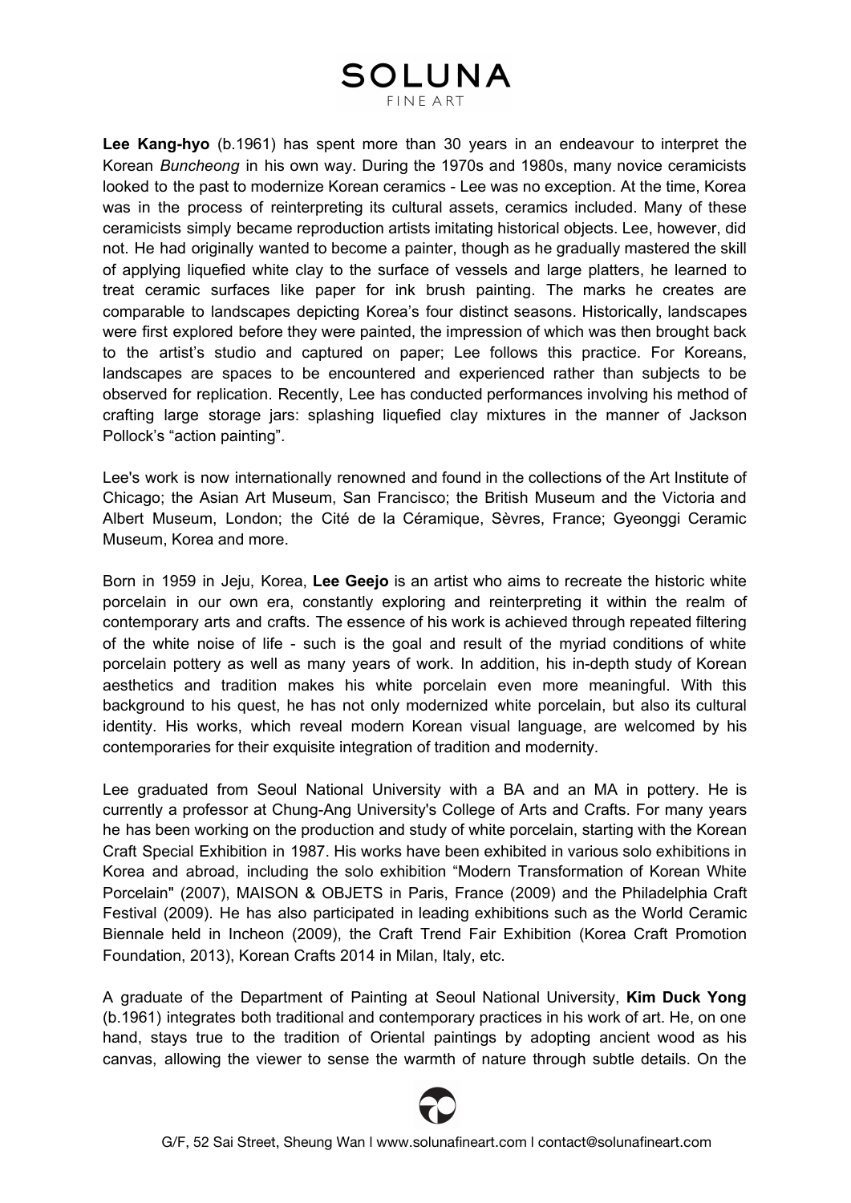**Lee Kang-hyo** (b.1961) has spent more than 30 years in an endeavour to interpret the Korean *Buncheong* in his own way. During the 1970s and 1980s, many novice ceramicists looked to the past to modernize Korean ceramics - Lee was no exception. At the time, Korea was in the process of reinterpreting its cultural assets, ceramics included. Many of these ceramicists simply became reproduction artists imitating historical objects. Lee, however, did not. He had originally wanted to become a painter, though as he gradually mastered the skill of applying liquefied white clay to the surface of vessels and large platters, he learned to treat ceramic surfaces like paper for ink brush painting. The marks he creates are comparable to landscapes depicting Korea's four distinct seasons. Historically, landscapes were first explored before they were painted, the impression of which was then brought back to the artist's studio and captured on paper; Lee follows this practice. For Koreans, landscapes are spaces to be encountered and experienced rather than subjects to be observed for replication. Recently, Lee has conducted performances involving his method of crafting large storage jars: splashing liquefied clay mixtures in the manner of Jackson Pollock's "action painting".

Lee's work is now internationally renowned and found in the collections of the Art Institute of Chicago; the Asian Art Museum, San Francisco; the British Museum and the Victoria and Albert Museum, London; the Cité de la Céramique, Sèvres, France; Gyeonggi Ceramic Museum, Korea and more.

Born in 1959 in Jeju, Korea, **Lee Geejo** is an artist who aims to recreate the historic white porcelain in our own era, constantly exploring and reinterpreting it within the realm of contemporary arts and crafts. The essence of his work is achieved through repeated filtering of the white noise of life - such is the goal and result of the myriad conditions of white porcelain pottery as well as many years of work. In addition, his in-depth study of Korean aesthetics and tradition makes his white porcelain even more meaningful. With this background to his quest, he has not only modernized white porcelain, but also its cultural identity. His works, which reveal modern Korean visual language, are welcomed by his contemporaries for their exquisite integration of tradition and modernity.

Lee graduated from Seoul National University with a BA and an MA in pottery. He is currently a professor at Chung-Ang University's College of Arts and Crafts. For many years he has been working on the production and study of white porcelain, starting with the Korean Craft Special Exhibition in 1987. His works have been exhibited in various solo exhibitions in Korea and abroad, including the solo exhibition "Modern Transformation of Korean White Porcelain" (2007), MAISON & OBJETS in Paris, France (2009) and the Philadelphia Craft Festival (2009). He has also participated in leading exhibitions such as the World Ceramic Biennale held in Incheon (2009), the Craft Trend Fair Exhibition (Korea Craft Promotion Foundation, 2013), Korean Crafts 2014 in Milan, Italy, etc.

A graduate of the Department of Painting at Seoul National University, **Kim Duck Yong** (b.1961) integrates both traditional and contemporary practices in his work of art. He, on one hand, stays true to the tradition of Oriental paintings by adopting ancient wood as his canvas, allowing the viewer to sense the warmth of nature through subtle details. On the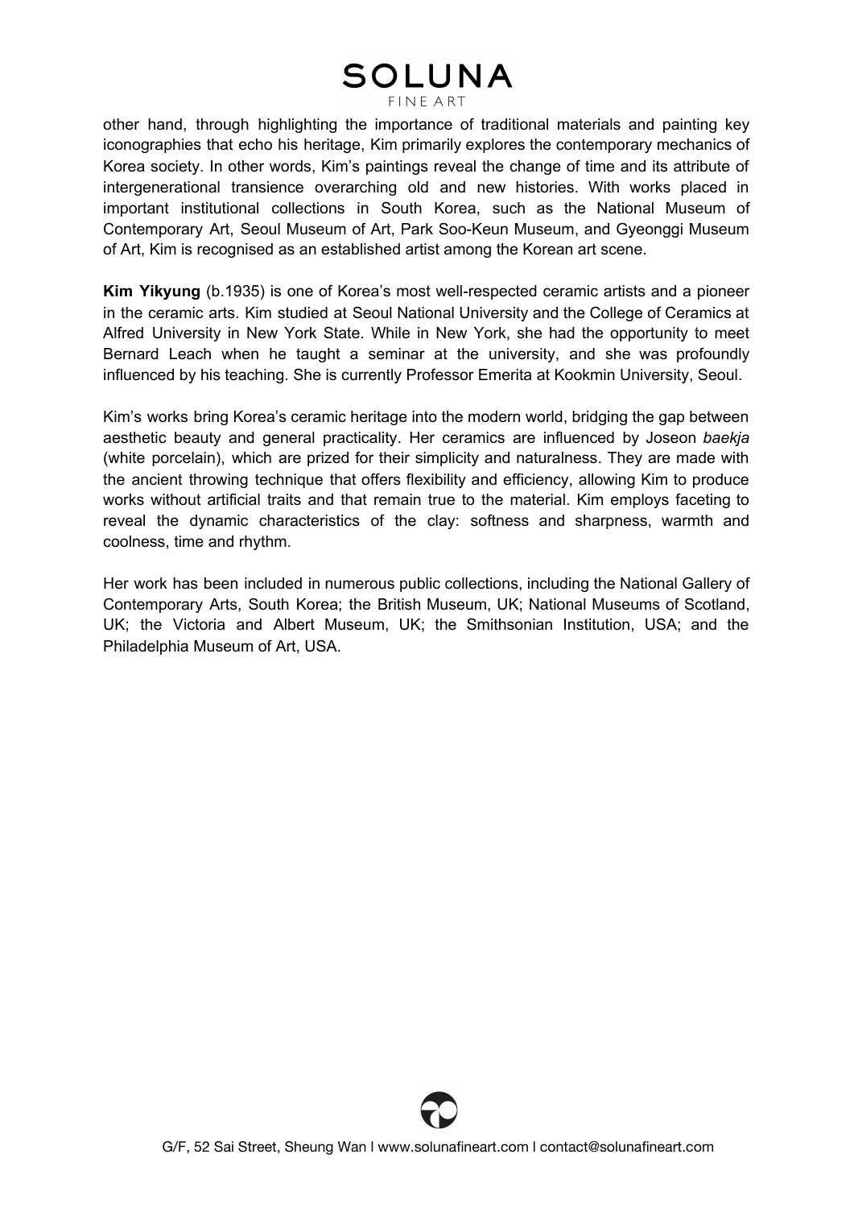other hand, through highlighting the importance of traditional materials and painting key iconographies that echo his heritage, Kim primarily explores the contemporary mechanics of Korea society. In other words, Kim's paintings reveal the change of time and its attribute of intergenerational transience overarching old and new histories. With works placed in important institutional collections in South Korea, such as the National Museum of Contemporary Art, Seoul Museum of Art, Park Soo-Keun Museum, and Gyeonggi Museum of Art, Kim is recognised as an established artist among the Korean art scene.

**Kim Yikyung** (b.1935) is one of Korea's most well-respected ceramic artists and a pioneer in the ceramic arts. Kim studied at Seoul National University and the College of Ceramics at Alfred University in New York State. While in New York, she had the opportunity to meet Bernard Leach when he taught a seminar at the university, and she was profoundly influenced by his teaching. She is currently Professor Emerita at Kookmin University, Seoul.

Kim's works bring Korea's ceramic heritage into the modern world, bridging the gap between aesthetic beauty and general practicality. Her ceramics are influenced by Joseon *baekja* (white porcelain), which are prized for their simplicity and naturalness. They are made with the ancient throwing technique that offers flexibility and efficiency, allowing Kim to produce works without artificial traits and that remain true to the material. Kim employs faceting to reveal the dynamic characteristics of the clay: softness and sharpness, warmth and coolness, time and rhythm.

Her work has been included in numerous public collections, including the National Gallery of Contemporary Arts, South Korea; the British Museum, UK; National Museums of Scotland, UK; the Victoria and Albert Museum, UK; the Smithsonian Institution, USA; and the Philadelphia Museum of Art, USA.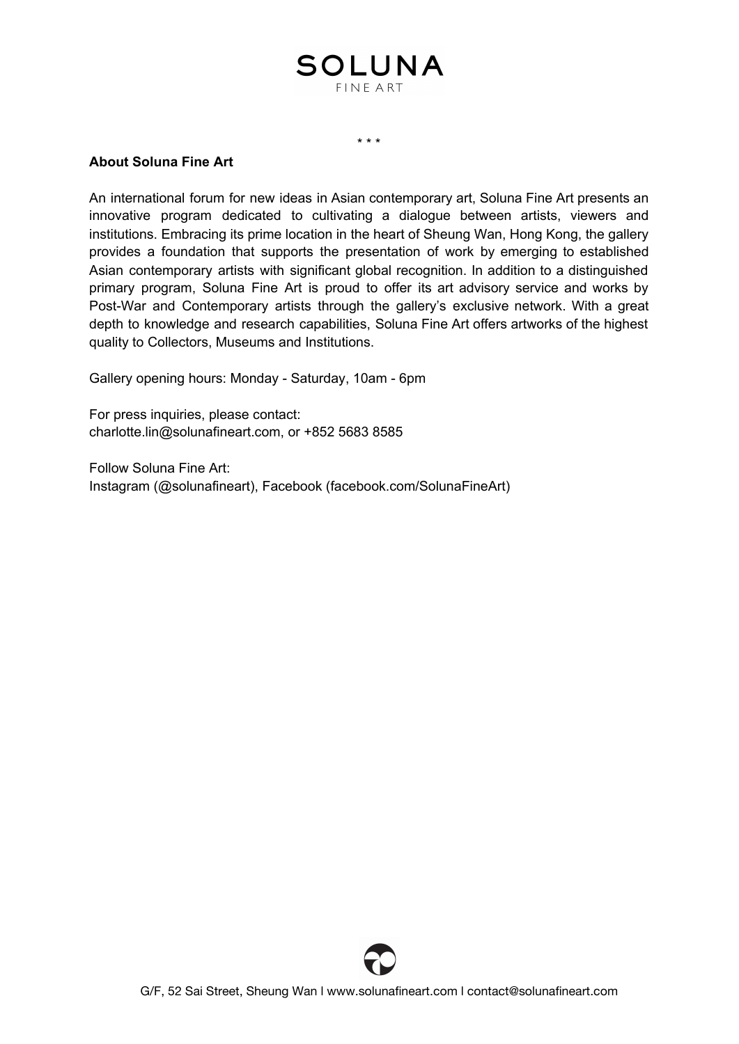\* \* \*

**About Soluna Fine Art**

An international forum for new ideas in Asian contemporary art, Soluna Fine Art presents an innovative program dedicated to cultivating a dialogue between artists, viewers and institutions. Embracing its prime location in the heart of Sheung Wan, Hong Kong, the gallery provides a foundation that supports the presentation of work by emerging to established Asian contemporary artists with significant global recognition. In addition to a distinguished primary program, Soluna Fine Art is proud to offer its art advisory service and works by Post-War and Contemporary artists through the gallery's exclusive network. With a great depth to knowledge and research capabilities, Soluna Fine Art offers artworks of the highest quality to Collectors, Museums and Institutions.

Gallery opening hours: Monday - Saturday, 10am - 6pm

For press inquiries, please contact:
charlotte.lin@solunafineart.com, or +852 5683 8585

Follow Soluna Fine Art:
Instagram (@solunafineart), Facebook (facebook.com/SolunaFineArt)